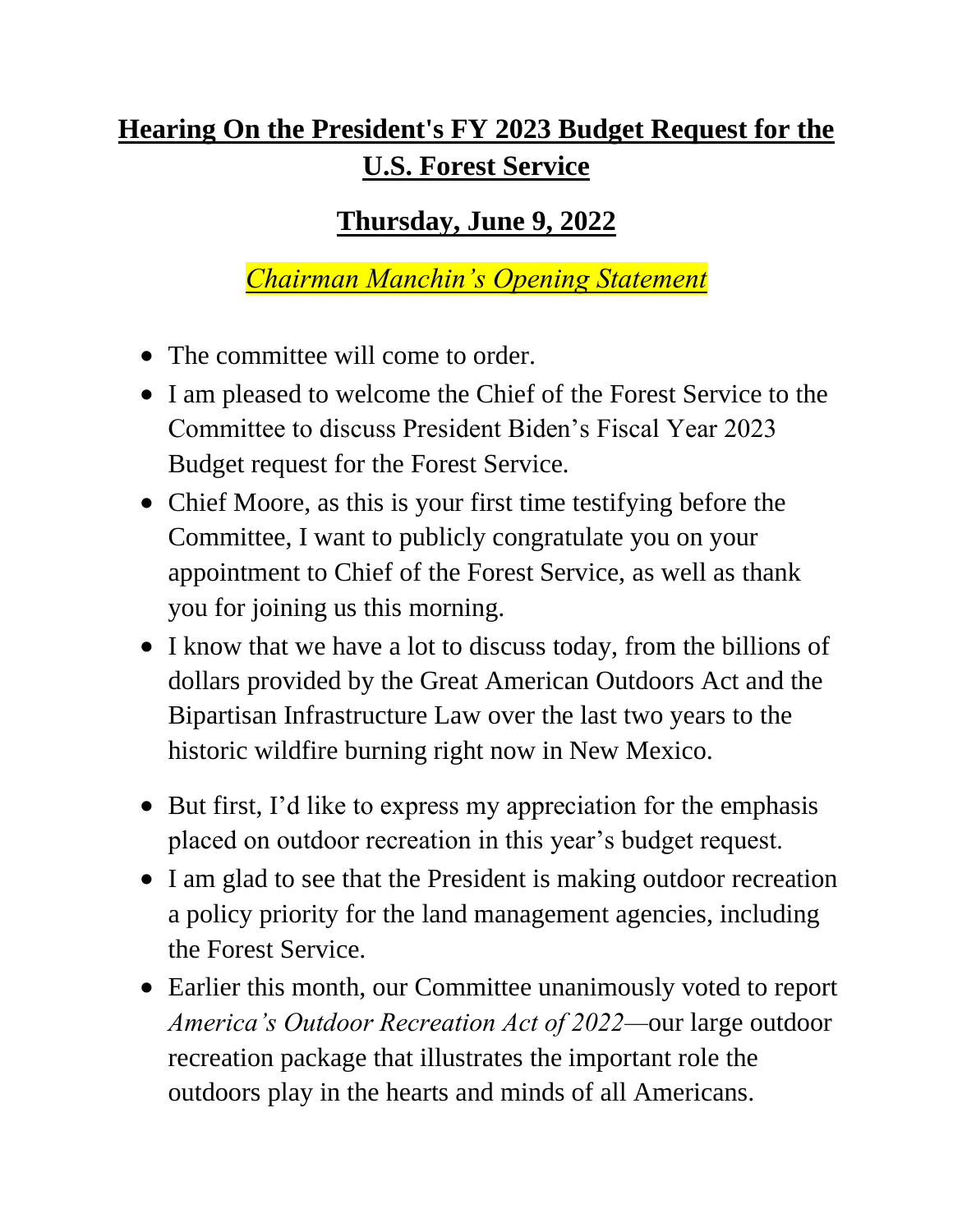# Hearing On the President's FY 2023 Budget Request for the U.S. Forest Service

## Thursday, June 9, 2022

*Chairman Manchin's Opening Statement*

- The committee will come to order.
- I am pleased to welcome the Chief of the Forest Service to the Committee to discuss President Biden's Fiscal Year 2023 Budget request for the Forest Service.
- Chief Moore, as this is your first time testifying before the Committee, I want to publicly congratulate you on your appointment to Chief of the Forest Service, as well as thank you for joining us this morning.
- I know that we have a lot to discuss today, from the billions of dollars provided by the Great American Outdoors Act and the Bipartisan Infrastructure Law over the last two years to the historic wildfire burning right now in New Mexico.
- But first, I'd like to express my appreciation for the emphasis placed on outdoor recreation in this year's budget request.
- I am glad to see that the President is making outdoor recreation a policy priority for the land management agencies, including the Forest Service.
- Earlier this month, our Committee unanimously voted to report *America's Outdoor Recreation Act of 2022*—our large outdoor recreation package that illustrates the important role the outdoors play in the hearts and minds of all Americans.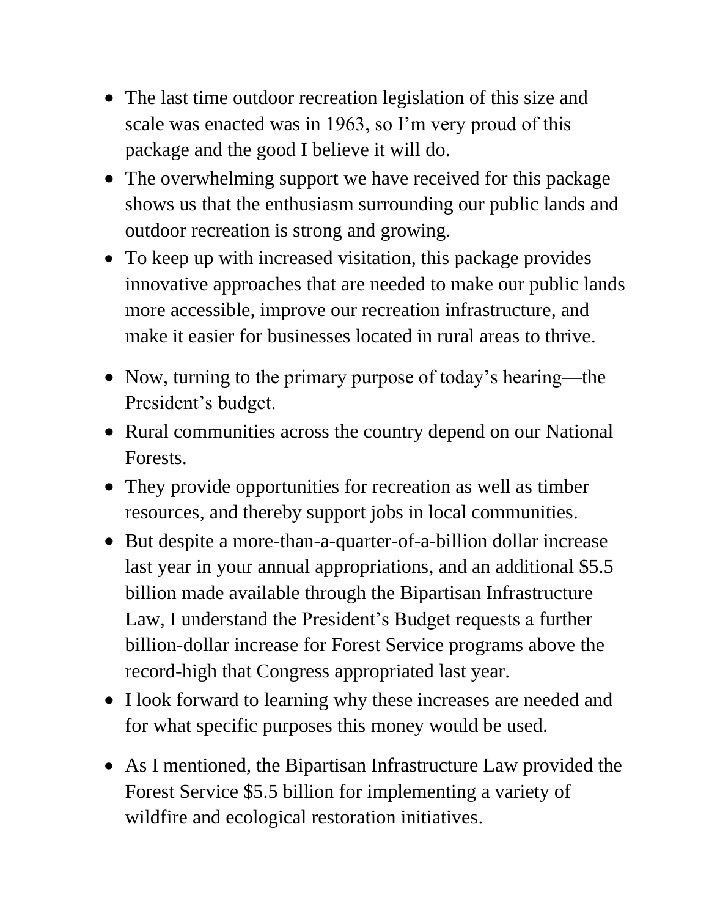- The last time outdoor recreation legislation of this size and scale was enacted was in 1963, so I'm very proud of this package and the good I believe it will do.
- The overwhelming support we have received for this package shows us that the enthusiasm surrounding our public lands and outdoor recreation is strong and growing.
- To keep up with increased visitation, this package provides innovative approaches that are needed to make our public lands more accessible, improve our recreation infrastructure, and make it easier for businesses located in rural areas to thrive.

- Now, turning to the primary purpose of today's hearing—the President's budget.
- Rural communities across the country depend on our National Forests.
- They provide opportunities for recreation as well as timber resources, and thereby support jobs in local communities.
- But despite a more-than-a-quarter-of-a-billion dollar increase last year in your annual appropriations, and an additional $5.5 billion made available through the Bipartisan Infrastructure Law, I understand the President's Budget requests a further billion-dollar increase for Forest Service programs above the record-high that Congress appropriated last year.
- I look forward to learning why these increases are needed and for what specific purposes this money would be used.

- As I mentioned, the Bipartisan Infrastructure Law provided the Forest Service $5.5 billion for implementing a variety of wildfire and ecological restoration initiatives.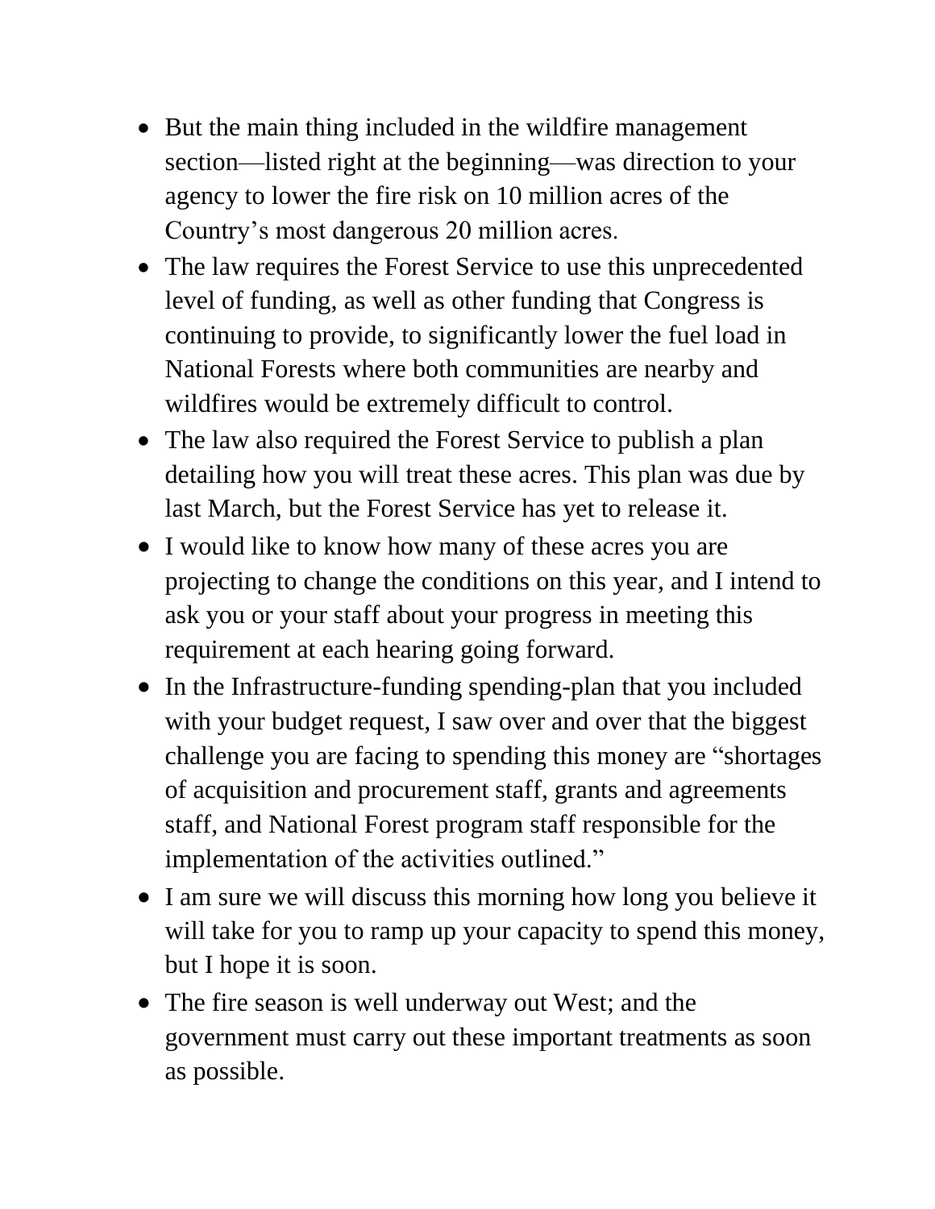- But the main thing included in the wildfire management section—listed right at the beginning—was direction to your agency to lower the fire risk on 10 million acres of the Country's most dangerous 20 million acres.
- The law requires the Forest Service to use this unprecedented level of funding, as well as other funding that Congress is continuing to provide, to significantly lower the fuel load in National Forests where both communities are nearby and wildfires would be extremely difficult to control.
- The law also required the Forest Service to publish a plan detailing how you will treat these acres. This plan was due by last March, but the Forest Service has yet to release it.
- I would like to know how many of these acres you are projecting to change the conditions on this year, and I intend to ask you or your staff about your progress in meeting this requirement at each hearing going forward.
- In the Infrastructure-funding spending-plan that you included with your budget request, I saw over and over that the biggest challenge you are facing to spending this money are "shortages of acquisition and procurement staff, grants and agreements staff, and National Forest program staff responsible for the implementation of the activities outlined."
- I am sure we will discuss this morning how long you believe it will take for you to ramp up your capacity to spend this money, but I hope it is soon.
- The fire season is well underway out West; and the government must carry out these important treatments as soon as possible.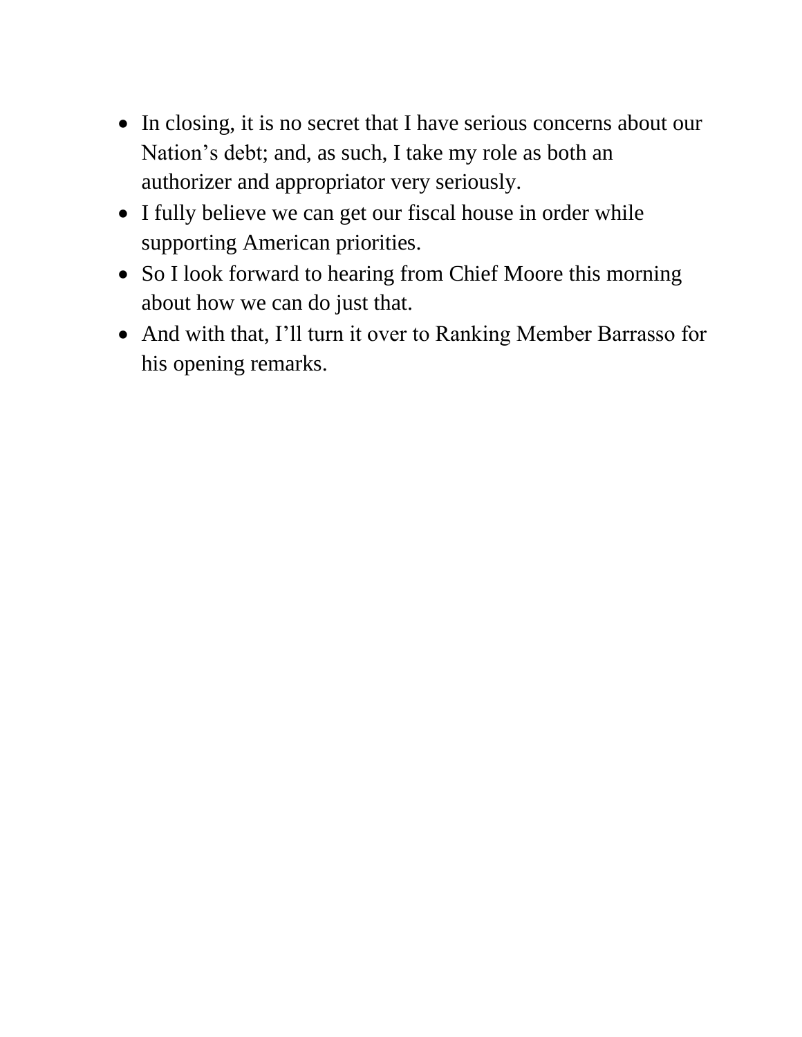- In closing, it is no secret that I have serious concerns about our Nation's debt; and, as such, I take my role as both an authorizer and appropriator very seriously.
- I fully believe we can get our fiscal house in order while supporting American priorities.
- So I look forward to hearing from Chief Moore this morning about how we can do just that.
- And with that, I'll turn it over to Ranking Member Barrasso for his opening remarks.